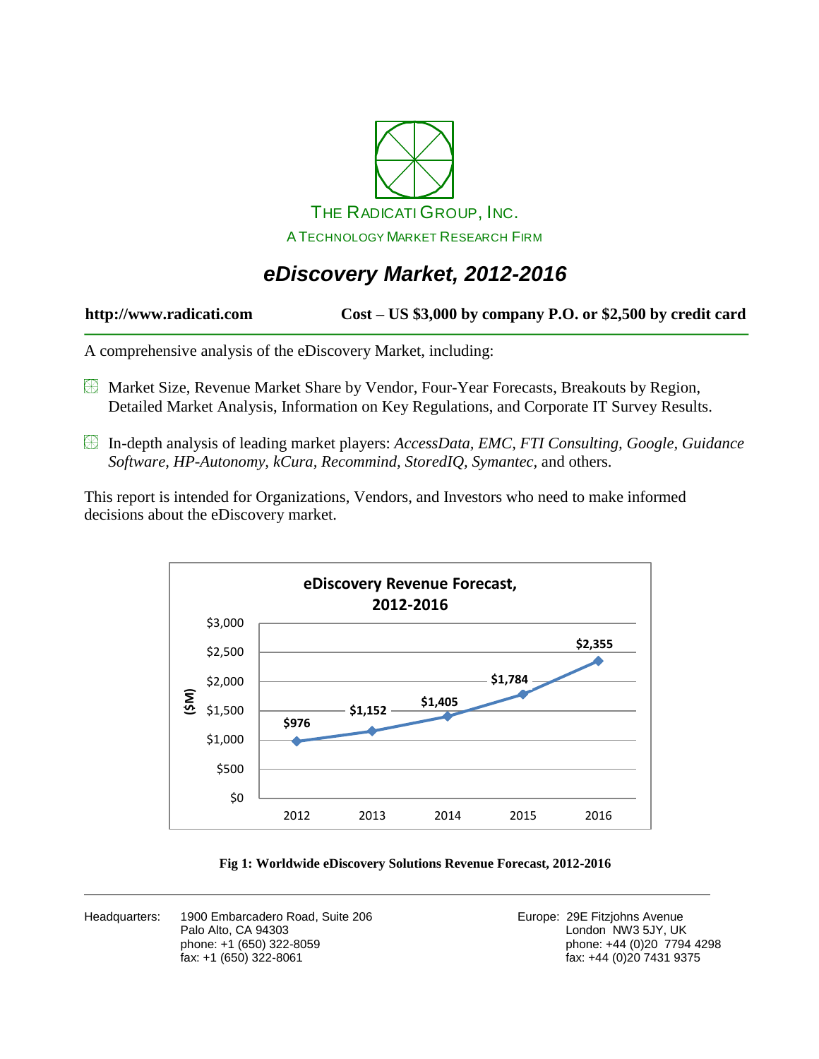THE RADICATI GROUP, INC.

A TECHNOLOGY MARKET RESEARCH FIRM

# *eDiscovery Market, 2012-2016*

**http://www.radicati.com** **Cost – US $3,000 by company P.O. or $2,500 by credit card**

A comprehensive analysis of the eDiscovery Market, including:

- Market Size, Revenue Market Share by Vendor, Four-Year Forecasts, Breakouts by Region, Detailed Market Analysis, Information on Key Regulations, and Corporate IT Survey Results.
- In-depth analysis of leading market players: *AccessData, EMC, FTI Consulting, Google, Guidance Software, HP-Autonomy, kCura, Recommind, StoredIQ, Symantec*, and others.

This report is intended for Organizations, Vendors, and Investors who need to make informed decisions about the eDiscovery market.

**eDiscovery Revenue Forecast, 2012-2016**

| Year | Revenue ($M) |
|---|---|
| 2012 | $976 |
| 2013 | $1,152 |
| 2014 | $1,405 |
| 2015 | $1,784 |
| 2016 | $2,355 |

**Fig 1: Worldwide eDiscovery Solutions Revenue Forecast, 2012-2016**

Headquarters: 1900 Embarcadero Road, Suite 206
Palo Alto, CA 94303
phone: +1 (650) 322-8059
fax: +1 (650) 322-8061

Europe: 29E Fitzjohns Avenue
London NW3 5JY, UK
phone: +44 (0)20 7794 4298
fax: +44 (0)20 7431 9375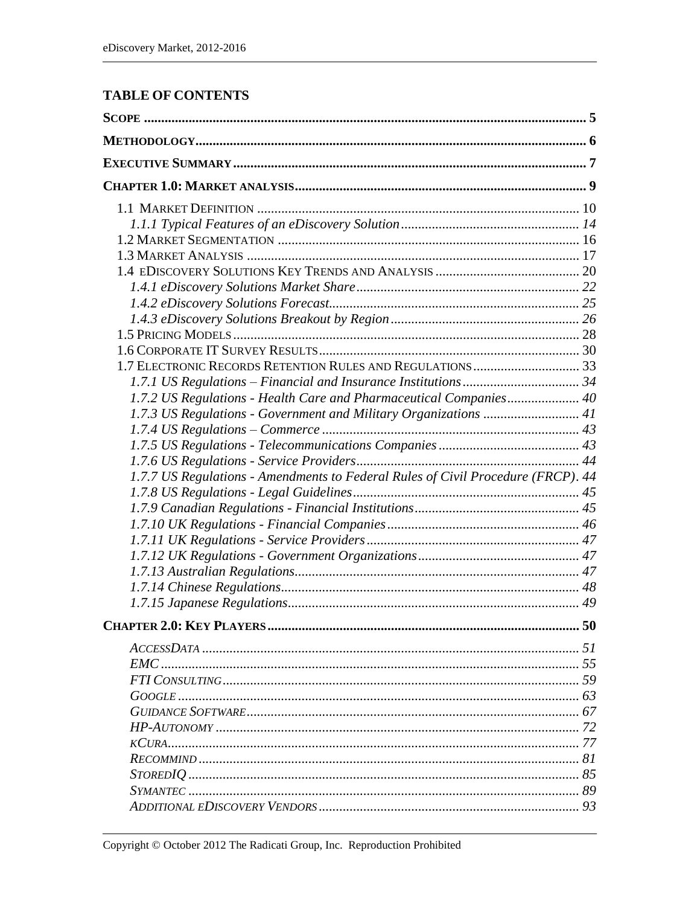## TABLE OF CONTENTS

**SCOPE** ..... **5**

**METHODOLOGY** ..... **6**

**EXECUTIVE SUMMARY** ..... **7**

**CHAPTER 1.0: MARKET ANALYSIS** ..... **9**

- 1.1 MARKET DEFINITION ..... 10
  - *1.1.1 Typical Features of an eDiscovery Solution* ..... *14*
- 1.2 MARKET SEGMENTATION ..... 16
- 1.3 MARKET ANALYSIS ..... 17
- 1.4 EDISCOVERY SOLUTIONS KEY TRENDS AND ANALYSIS ..... 20
  - *1.4.1 eDiscovery Solutions Market Share* ..... *22*
  - *1.4.2 eDiscovery Solutions Forecast* ..... *25*
  - *1.4.3 eDiscovery Solutions Breakout by Region* ..... *26*
- 1.5 PRICING MODELS ..... 28
- 1.6 CORPORATE IT SURVEY RESULTS ..... 30
- 1.7 ELECTRONIC RECORDS RETENTION RULES AND REGULATIONS ..... 33
  - *1.7.1 US Regulations – Financial and Insurance Institutions* ..... *34*
  - *1.7.2 US Regulations - Health Care and Pharmaceutical Companies* ..... *40*
  - *1.7.3 US Regulations - Government and Military Organizations* ..... *41*
  - *1.7.4 US Regulations – Commerce* ..... *43*
  - *1.7.5 US Regulations - Telecommunications Companies* ..... *43*
  - *1.7.6 US Regulations - Service Providers* ..... *44*
  - *1.7.7 US Regulations - Amendments to Federal Rules of Civil Procedure (FRCP)* ..... *44*
  - *1.7.8 US Regulations - Legal Guidelines* ..... *45*
  - *1.7.9 Canadian Regulations - Financial Institutions* ..... *45*
  - *1.7.10 UK Regulations - Financial Companies* ..... *46*
  - *1.7.11 UK Regulations - Service Providers* ..... *47*
  - *1.7.12 UK Regulations - Government Organizations* ..... *47*
  - *1.7.13 Australian Regulations* ..... *47*
  - *1.7.14 Chinese Regulations* ..... *48*
  - *1.7.15 Japanese Regulations* ..... *49*

**CHAPTER 2.0: KEY PLAYERS** ..... **50**

- *ACCESSDATA* ..... *51*
- *EMC* ..... *55*
- *FTI CONSULTING* ..... *59*
- *GOOGLE* ..... *63*
- *GUIDANCE SOFTWARE* ..... *67*
- *HP-AUTONOMY* ..... *72*
- *KCURA* ..... *77*
- *RECOMMIND* ..... *81*
- *STOREDIQ* ..... *85*
- *SYMANTEC* ..... *89*
- *ADDITIONAL EDISCOVERY VENDORS* ..... *93*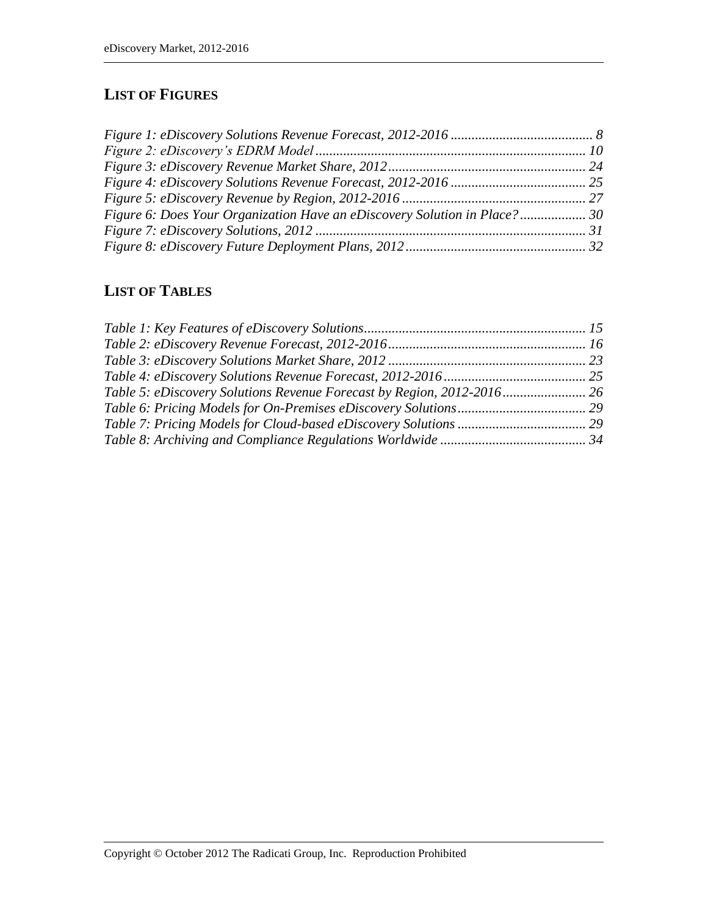## List of Figures

*Figure 1: eDiscovery Solutions Revenue Forecast, 2012-2016 ........................................ 8*
*Figure 2: eDiscovery's EDRM Model ............................................................................ 10*
*Figure 3: eDiscovery Revenue Market Share, 2012 ........................................................ 24*
*Figure 4: eDiscovery Solutions Revenue Forecast, 2012-2016 ...................................... 25*
*Figure 5: eDiscovery Revenue by Region, 2012-2016 .................................................... 27*
*Figure 6: Does Your Organization Have an eDiscovery Solution in Place? .................. 30*
*Figure 7: eDiscovery Solutions, 2012 ............................................................................ 31*
*Figure 8: eDiscovery Future Deployment Plans, 2012 .................................................. 32*

## List of Tables

*Table 1: Key Features of eDiscovery Solutions ............................................................... 15*
*Table 2: eDiscovery Revenue Forecast, 2012-2016 ........................................................ 16*
*Table 3: eDiscovery Solutions Market Share, 2012 ........................................................ 23*
*Table 4: eDiscovery Solutions Revenue Forecast, 2012-2016 ........................................ 25*
*Table 5: eDiscovery Solutions Revenue Forecast by Region, 2012-2016 ....................... 26*
*Table 6: Pricing Models for On-Premises eDiscovery Solutions .................................... 29*
*Table 7: Pricing Models for Cloud-based eDiscovery Solutions .................................... 29*
*Table 8: Archiving and Compliance Regulations Worldwide ......................................... 34*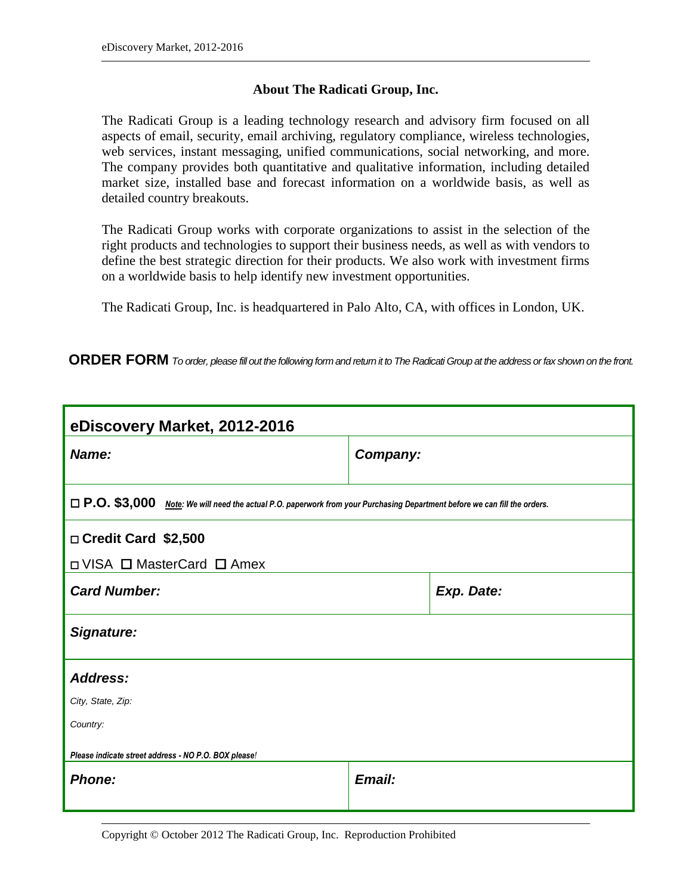## About The Radicati Group, Inc.

The Radicati Group is a leading technology research and advisory firm focused on all aspects of email, security, email archiving, regulatory compliance, wireless technologies, web services, instant messaging, unified communications, social networking, and more. The company provides both quantitative and qualitative information, including detailed market size, installed base and forecast information on a worldwide basis, as well as detailed country breakouts.

The Radicati Group works with corporate organizations to assist in the selection of the right products and technologies to support their business needs, as well as with vendors to define the best strategic direction for their products. We also work with investment firms on a worldwide basis to help identify new investment opportunities.

The Radicati Group, Inc. is headquartered in Palo Alto, CA, with offices in London, UK.

**ORDER FORM** *To order, please fill out the following form and return it to The Radicati Group at the address or fax shown on the front.*

| **eDiscovery Market, 2012-2016** | |
|---|---|
| ***Name:*** | ***Company:*** |
| ☐ **P.O. $3,000** ***Note: We will need the actual P.O. paperwork from your Purchasing Department before we can fill the orders.*** | |
| ☐ **Credit Card $2,500**<br>☐ VISA ☐ MasterCard ☐ Amex | |
| ***Card Number:*** | ***Exp. Date:*** |
| ***Signature:*** | |
| ***Address:***<br>*City, State, Zip:*<br>*Country:*<br>***Please indicate street address - NO P.O. BOX please!*** | |
| ***Phone:*** | ***Email:*** |

Copyright © October 2012 The Radicati Group, Inc. Reproduction Prohibited